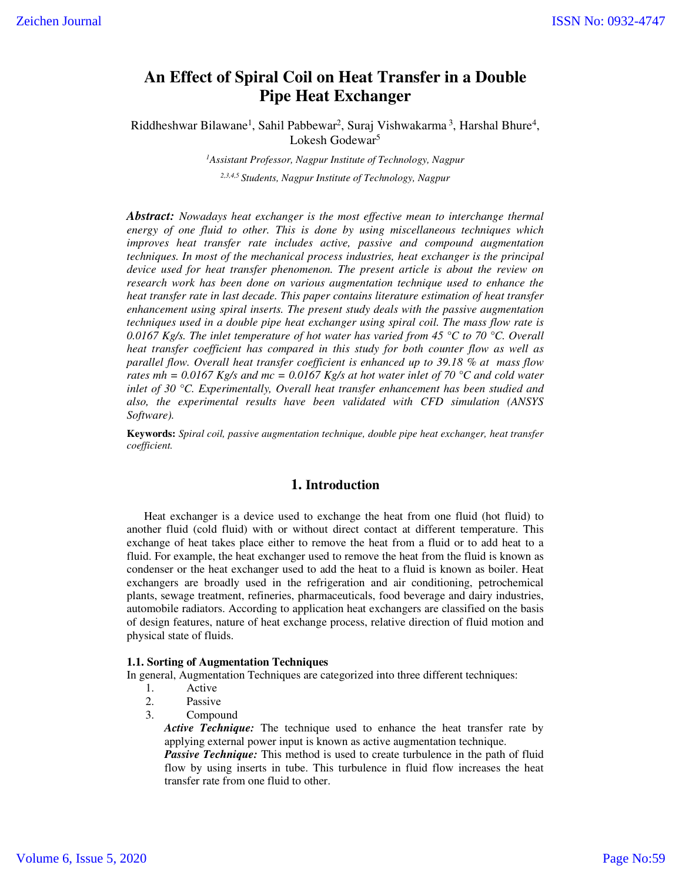# An Effect of Spiral Coil on Heat Transfer in a Double Pipe Heat Exchanger

Riddheshwar Bilawane[1], Sahil Pabbewar[2], Suraj Vishwakarma[3], Harshal Bhure[4], Lokesh Godewar[5]

[1]*Assistant Professor, Nagpur Institute of Technology, Nagpur*

[2,3,4,5] *Students, Nagpur Institute of Technology, Nagpur*

***Abstract:*** *Nowadays heat exchanger is the most effective mean to interchange thermal energy of one fluid to other. This is done by using miscellaneous techniques which improves heat transfer rate includes active, passive and compound augmentation techniques. In most of the mechanical process industries, heat exchanger is the principal device used for heat transfer phenomenon. The present article is about the review on research work has been done on various augmentation technique used to enhance the heat transfer rate in last decade. This paper contains literature estimation of heat transfer enhancement using spiral inserts. The present study deals with the passive augmentation techniques used in a double pipe heat exchanger using spiral coil. The mass flow rate is 0.0167 Kg/s. The inlet temperature of hot water has varied from 45 °C to 70 °C. Overall heat transfer coefficient has compared in this study for both counter flow as well as parallel flow. Overall heat transfer coefficient is enhanced up to 39.18 % at mass flow rates mh = 0.0167 Kg/s and mc = 0.0167 Kg/s at hot water inlet of 70 °C and cold water inlet of 30 °C. Experimentally, Overall heat transfer enhancement has been studied and also, the experimental results have been validated with CFD simulation (ANSYS Software).*

**Keywords:** *Spiral coil, passive augmentation technique, double pipe heat exchanger, heat transfer coefficient.*

## 1. Introduction

Heat exchanger is a device used to exchange the heat from one fluid (hot fluid) to another fluid (cold fluid) with or without direct contact at different temperature. This exchange of heat takes place either to remove the heat from a fluid or to add heat to a fluid. For example, the heat exchanger used to remove the heat from the fluid is known as condenser or the heat exchanger used to add the heat to a fluid is known as boiler. Heat exchangers are broadly used in the refrigeration and air conditioning, petrochemical plants, sewage treatment, refineries, pharmaceuticals, food beverage and dairy industries, automobile radiators. According to application heat exchangers are classified on the basis of design features, nature of heat exchange process, relative direction of fluid motion and physical state of fluids.

### 1.1. Sorting of Augmentation Techniques

In general, Augmentation Techniques are categorized into three different techniques:

1. Active
2. Passive
3. Compound

***Active Technique:*** The technique used to enhance the heat transfer rate by applying external power input is known as active augmentation technique.

***Passive Technique:*** This method is used to create turbulence in the path of fluid flow by using inserts in tube. This turbulence in fluid flow increases the heat transfer rate from one fluid to other.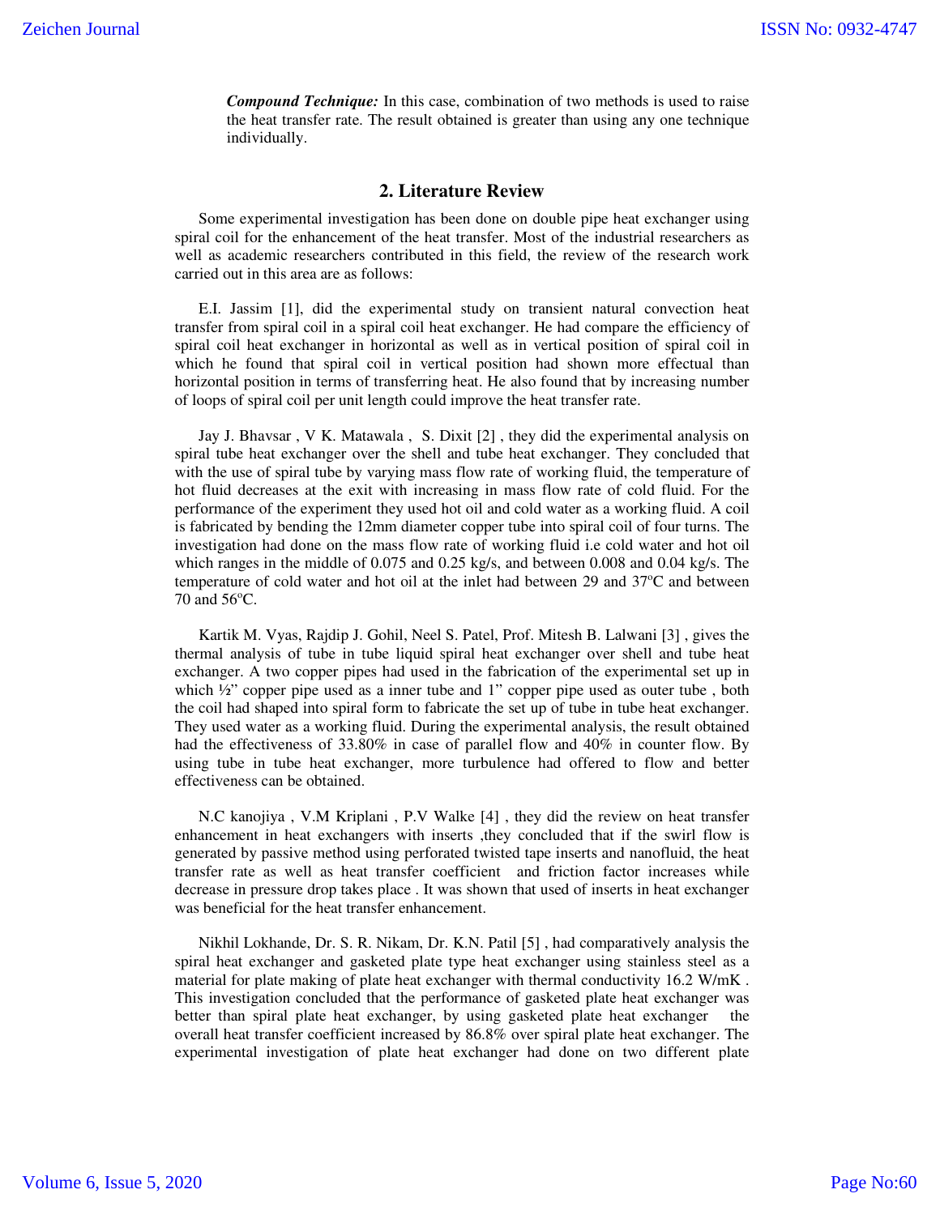***Compound Technique:*** In this case, combination of two methods is used to raise the heat transfer rate. The result obtained is greater than using any one technique individually.

## 2. Literature Review

Some experimental investigation has been done on double pipe heat exchanger using spiral coil for the enhancement of the heat transfer. Most of the industrial researchers as well as academic researchers contributed in this field, the review of the research work carried out in this area are as follows:

E.I. Jassim [1], did the experimental study on transient natural convection heat transfer from spiral coil in a spiral coil heat exchanger. He had compare the efficiency of spiral coil heat exchanger in horizontal as well as in vertical position of spiral coil in which he found that spiral coil in vertical position had shown more effectual than horizontal position in terms of transferring heat. He also found that by increasing number of loops of spiral coil per unit length could improve the heat transfer rate.

Jay J. Bhavsar , V K. Matawala , S. Dixit [2] , they did the experimental analysis on spiral tube heat exchanger over the shell and tube heat exchanger. They concluded that with the use of spiral tube by varying mass flow rate of working fluid, the temperature of hot fluid decreases at the exit with increasing in mass flow rate of cold fluid. For the performance of the experiment they used hot oil and cold water as a working fluid. A coil is fabricated by bending the 12mm diameter copper tube into spiral coil of four turns. The investigation had done on the mass flow rate of working fluid i.e cold water and hot oil which ranges in the middle of 0.075 and 0.25 kg/s, and between 0.008 and 0.04 kg/s. The temperature of cold water and hot oil at the inlet had between 29 and 37$^{o}$C and between 70 and 56$^{o}$C.

Kartik M. Vyas, Rajdip J. Gohil, Neel S. Patel, Prof. Mitesh B. Lalwani [3] , gives the thermal analysis of tube in tube liquid spiral heat exchanger over shell and tube heat exchanger. A two copper pipes had used in the fabrication of the experimental set up in which ½” copper pipe used as a inner tube and 1” copper pipe used as outer tube , both the coil had shaped into spiral form to fabricate the set up of tube in tube heat exchanger. They used water as a working fluid. During the experimental analysis, the result obtained had the effectiveness of 33.80% in case of parallel flow and 40% in counter flow. By using tube in tube heat exchanger, more turbulence had offered to flow and better effectiveness can be obtained.

N.C kanojiya , V.M Kriplani , P.V Walke [4] , they did the review on heat transfer enhancement in heat exchangers with inserts ,they concluded that if the swirl flow is generated by passive method using perforated twisted tape inserts and nanofluid, the heat transfer rate as well as heat transfer coefficient and friction factor increases while decrease in pressure drop takes place . It was shown that used of inserts in heat exchanger was beneficial for the heat transfer enhancement.

Nikhil Lokhande, Dr. S. R. Nikam, Dr. K.N. Patil [5] , had comparatively analysis the spiral heat exchanger and gasketed plate type heat exchanger using stainless steel as a material for plate making of plate heat exchanger with thermal conductivity 16.2 W/mK . This investigation concluded that the performance of gasketed plate heat exchanger was better than spiral plate heat exchanger, by using gasketed plate heat exchanger the overall heat transfer coefficient increased by 86.8% over spiral plate heat exchanger. The experimental investigation of plate heat exchanger had done on two different plate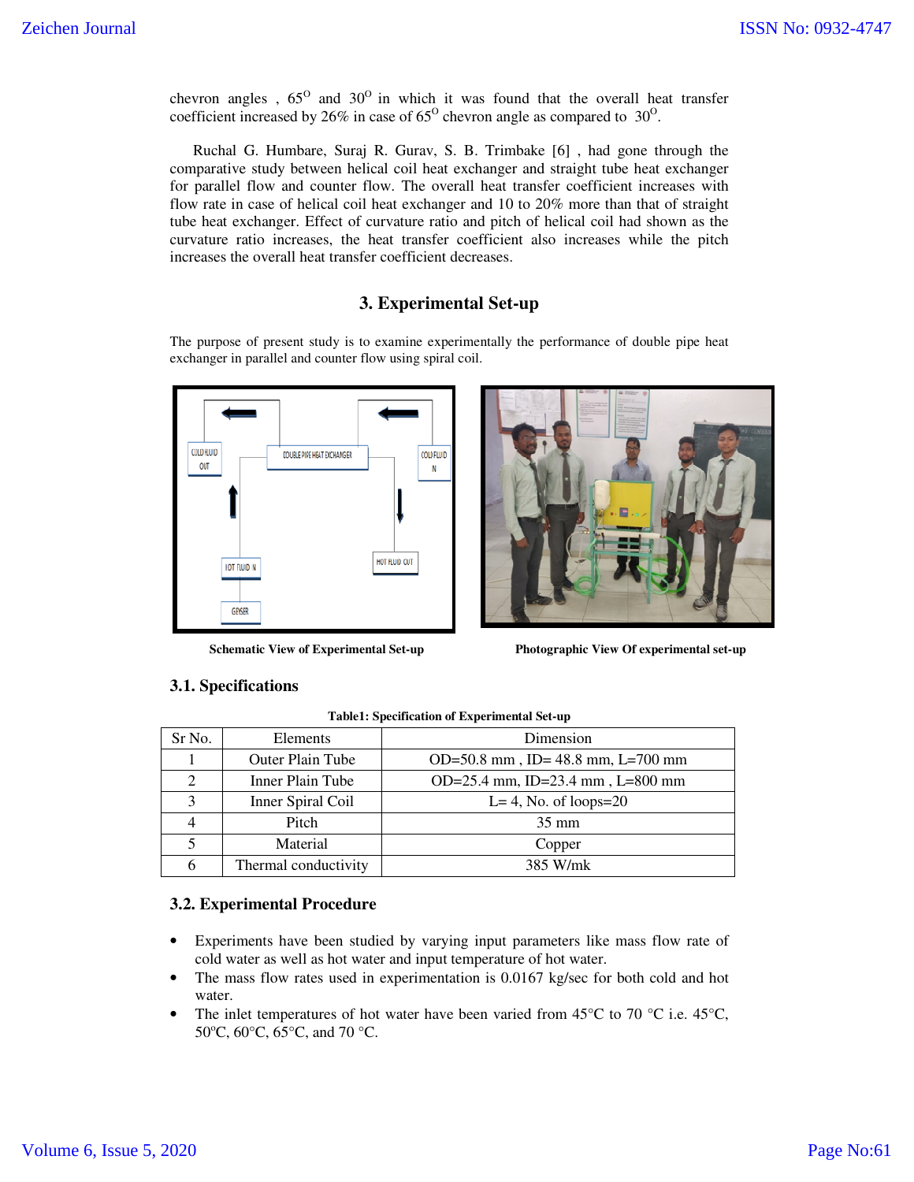chevron angles , $65^{O}$ and $30^{O}$ in which it was found that the overall heat transfer coefficient increased by 26% in case of $65^{O}$ chevron angle as compared to $30^{O}$.

Ruchal G. Humbare, Suraj R. Gurav, S. B. Trimbake [6] , had gone through the comparative study between helical coil heat exchanger and straight tube heat exchanger for parallel flow and counter flow. The overall heat transfer coefficient increases with flow rate in case of helical coil heat exchanger and 10 to 20% more than that of straight tube heat exchanger. Effect of curvature ratio and pitch of helical coil had shown as the curvature ratio increases, the heat transfer coefficient also increases while the pitch increases the overall heat transfer coefficient decreases.

## 3. Experimental Set-up

The purpose of present study is to examine experimentally the performance of double pipe heat exchanger in parallel and counter flow using spiral coil.

**Schematic View of Experimental Set-up**

**Photographic View Of experimental set-up**

### 3.1. Specifications

**Table1: Specification of Experimental Set-up**

| Sr No. | Elements | Dimension |
|---|---|---|
| 1 | Outer Plain Tube | OD=50.8 mm , ID= 48.8 mm, L=700 mm |
| 2 | Inner Plain Tube | OD=25.4 mm, ID=23.4 mm , L=800 mm |
| 3 | Inner Spiral Coil | L= 4, No. of loops=20 |
| 4 | Pitch | 35 mm |
| 5 | Material | Copper |
| 6 | Thermal conductivity | 385 W/mk |

### 3.2. Experimental Procedure

- Experiments have been studied by varying input parameters like mass flow rate of cold water as well as hot water and input temperature of hot water.
- The mass flow rates used in experimentation is 0.0167 kg/sec for both cold and hot water.
- The inlet temperatures of hot water have been varied from 45°C to 70 °C i.e. 45°C, 50ºC, 60°C, 65°C, and 70 °C.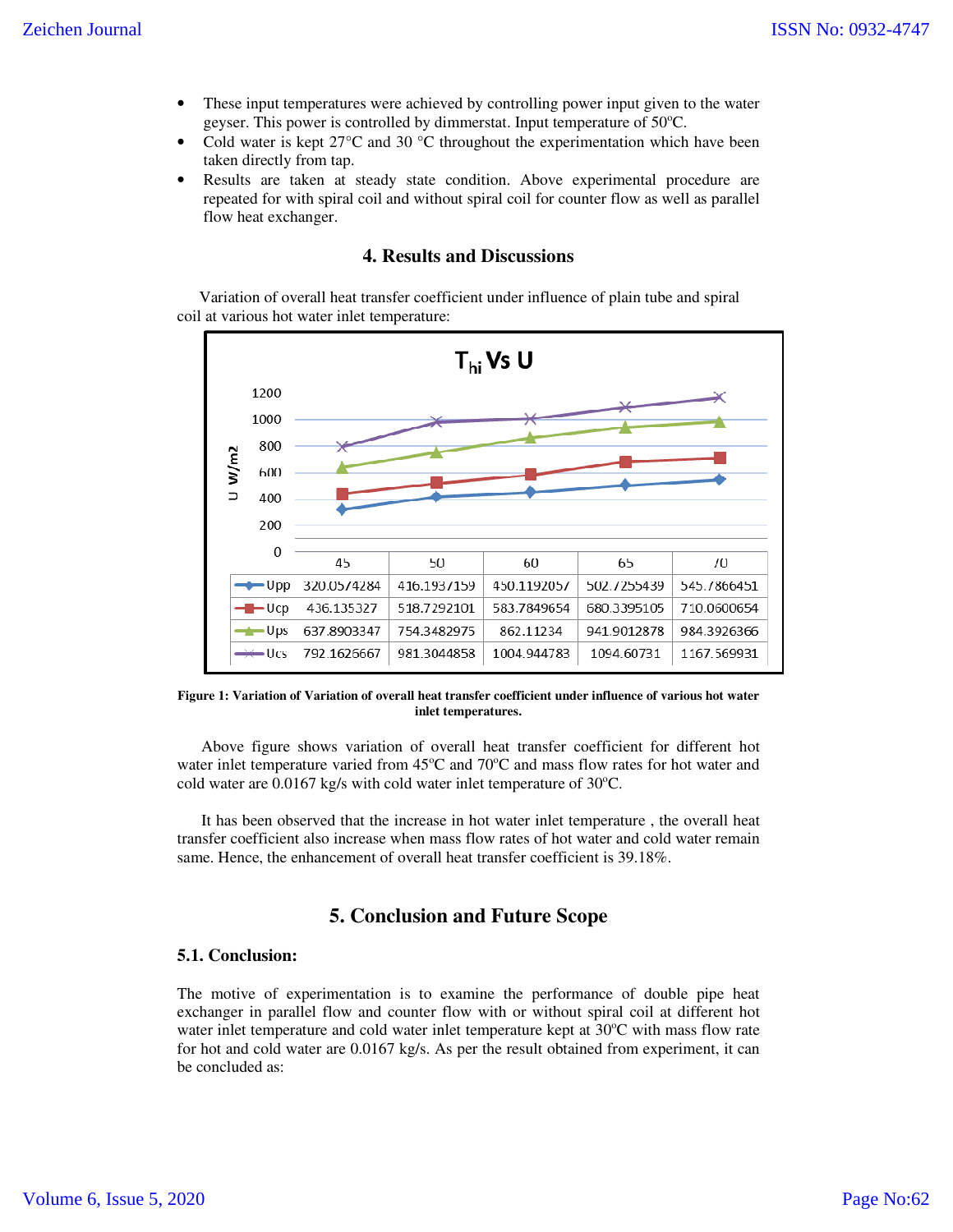- These input temperatures were achieved by controlling power input given to the water geyser. This power is controlled by dimmerstat. Input temperature of 50°C.
- Cold water is kept 27°C and 30 °C throughout the experimentation which have been taken directly from tap.
- Results are taken at steady state condition. Above experimental procedure are repeated for with spiral coil and without spiral coil for counter flow as well as parallel flow heat exchanger.

## 4. Results and Discussions

Variation of overall heat transfer coefficient under influence of plain tube and spiral coil at various hot water inlet temperature:

$T_{hi}$ Vs U

| | 45 | 50 | 60 | 65 | 70 |
|---|---|---|---|---|---|
| Upp | 320.0574284 | 416.1937159 | 450.1192057 | 502.7255439 | 545.7866451 |
| Ucp | 436.135327 | 518.7292101 | 583.7849654 | 680.3395105 | 710.0600654 |
| Ups | 637.8903347 | 754.3482975 | 862.11234 | 941.9012878 | 984.3926366 |
| Ucs | 792.1626667 | 981.3044858 | 1004.944783 | 1094.60731 | 1167.569931 |

**Figure 1: Variation of Variation of overall heat transfer coefficient under influence of various hot water inlet temperatures.**

Above figure shows variation of overall heat transfer coefficient for different hot water inlet temperature varied from 45°C and 70°C and mass flow rates for hot water and cold water are 0.0167 kg/s with cold water inlet temperature of 30°C.

It has been observed that the increase in hot water inlet temperature , the overall heat transfer coefficient also increase when mass flow rates of hot water and cold water remain same. Hence, the enhancement of overall heat transfer coefficient is 39.18%.

## 5. Conclusion and Future Scope

### 5.1. Conclusion:

The motive of experimentation is to examine the performance of double pipe heat exchanger in parallel flow and counter flow with or without spiral coil at different hot water inlet temperature and cold water inlet temperature kept at 30°C with mass flow rate for hot and cold water are 0.0167 kg/s. As per the result obtained from experiment, it can be concluded as: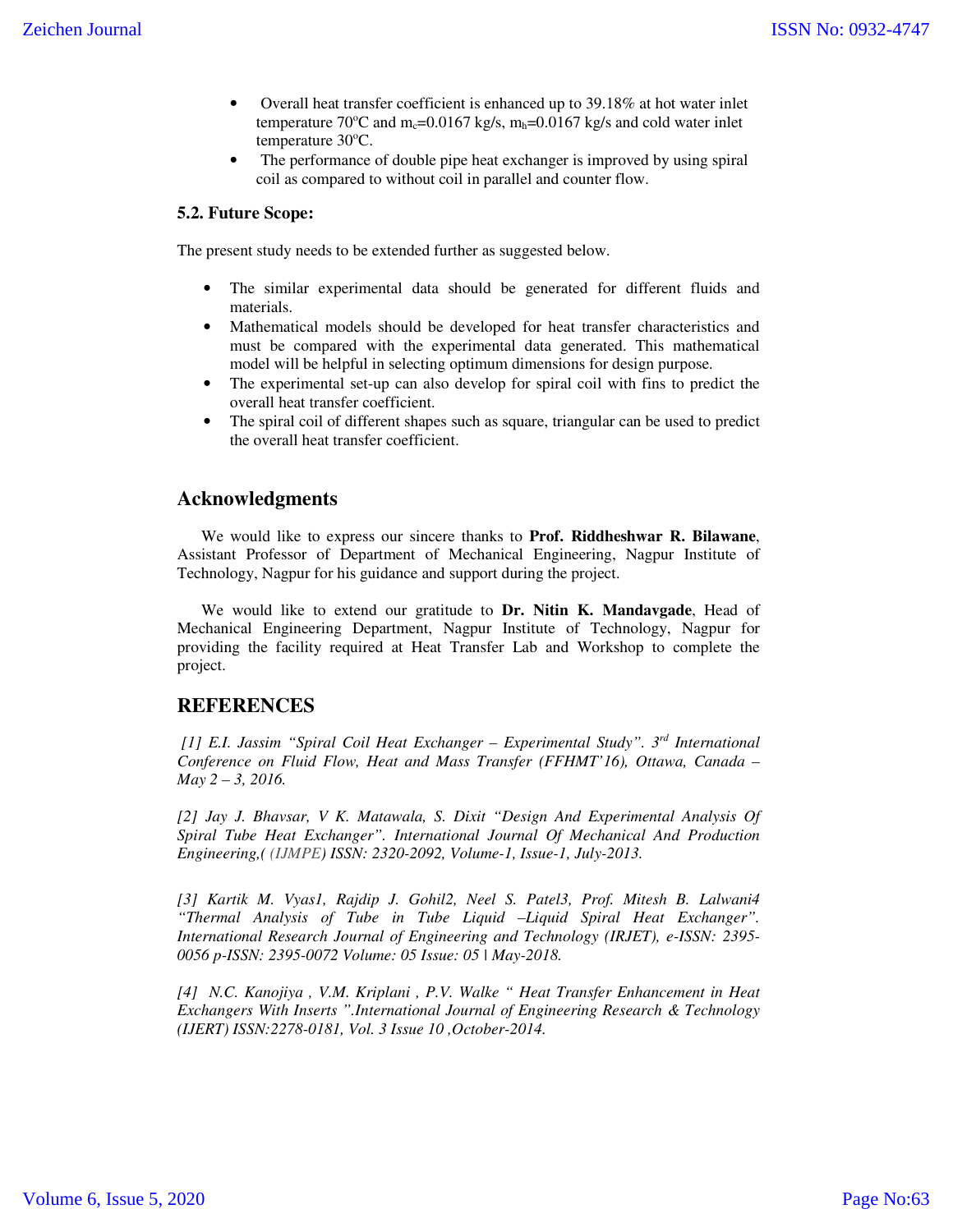- Overall heat transfer coefficient is enhanced up to 39.18% at hot water inlet temperature 70°C and $m_c$=0.0167 kg/s, $m_h$=0.0167 kg/s and cold water inlet temperature 30°C.
- The performance of double pipe heat exchanger is improved by using spiral coil as compared to without coil in parallel and counter flow.

### 5.2. Future Scope:

The present study needs to be extended further as suggested below.

- The similar experimental data should be generated for different fluids and materials.
- Mathematical models should be developed for heat transfer characteristics and must be compared with the experimental data generated. This mathematical model will be helpful in selecting optimum dimensions for design purpose.
- The experimental set-up can also develop for spiral coil with fins to predict the overall heat transfer coefficient.
- The spiral coil of different shapes such as square, triangular can be used to predict the overall heat transfer coefficient.

## Acknowledgments

We would like to express our sincere thanks to **Prof. Riddheshwar R. Bilawane**, Assistant Professor of Department of Mechanical Engineering, Nagpur Institute of Technology, Nagpur for his guidance and support during the project.

We would like to extend our gratitude to **Dr. Nitin K. Mandavgade**, Head of Mechanical Engineering Department, Nagpur Institute of Technology, Nagpur for providing the facility required at Heat Transfer Lab and Workshop to complete the project.

## REFERENCES

*[1] E.I. Jassim "Spiral Coil Heat Exchanger – Experimental Study". 3rd International Conference on Fluid Flow, Heat and Mass Transfer (FFHMT'16), Ottawa, Canada – May 2 – 3, 2016.*

*[2] Jay J. Bhavsar, V K. Matawala, S. Dixit "Design And Experimental Analysis Of Spiral Tube Heat Exchanger". International Journal Of Mechanical And Production Engineering,( (IJMPE) ISSN: 2320-2092, Volume-1, Issue-1, July-2013.*

*[3] Kartik M. Vyas1, Rajdip J. Gohil2, Neel S. Patel3, Prof. Mitesh B. Lalwani4 "Thermal Analysis of Tube in Tube Liquid –Liquid Spiral Heat Exchanger". International Research Journal of Engineering and Technology (IRJET), e-ISSN: 2395-0056 p-ISSN: 2395-0072 Volume: 05 Issue: 05 | May-2018.*

*[4] N.C. Kanojiya , V.M. Kriplani , P.V. Walke " Heat Transfer Enhancement in Heat Exchangers With Inserts ".International Journal of Engineering Research & Technology (IJERT) ISSN:2278-0181, Vol. 3 Issue 10 ,October-2014.*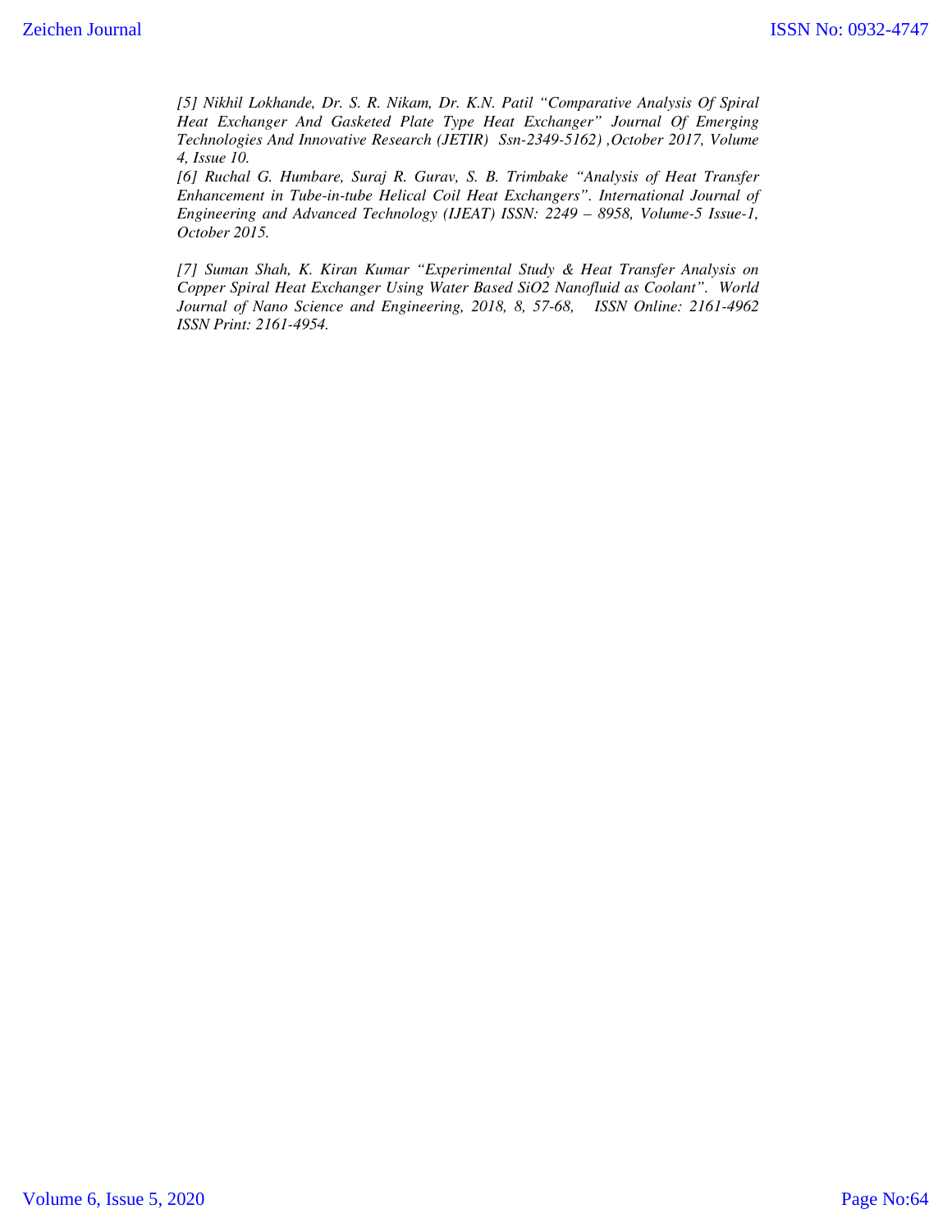*[5] Nikhil Lokhande, Dr. S. R. Nikam, Dr. K.N. Patil "Comparative Analysis Of Spiral Heat Exchanger And Gasketed Plate Type Heat Exchanger" Journal Of Emerging Technologies And Innovative Research (JETIR) Ssn-2349-5162) ,October 2017, Volume 4, Issue 10.*

*[6] Ruchal G. Humbare, Suraj R. Gurav, S. B. Trimbake "Analysis of Heat Transfer Enhancement in Tube-in-tube Helical Coil Heat Exchangers". International Journal of Engineering and Advanced Technology (IJEAT) ISSN: 2249 – 8958, Volume-5 Issue-1, October 2015.*

*[7] Suman Shah, K. Kiran Kumar "Experimental Study & Heat Transfer Analysis on Copper Spiral Heat Exchanger Using Water Based SiO2 Nanofluid as Coolant". World Journal of Nano Science and Engineering, 2018, 8, 57-68, ISSN Online: 2161-4962 ISSN Print: 2161-4954.*